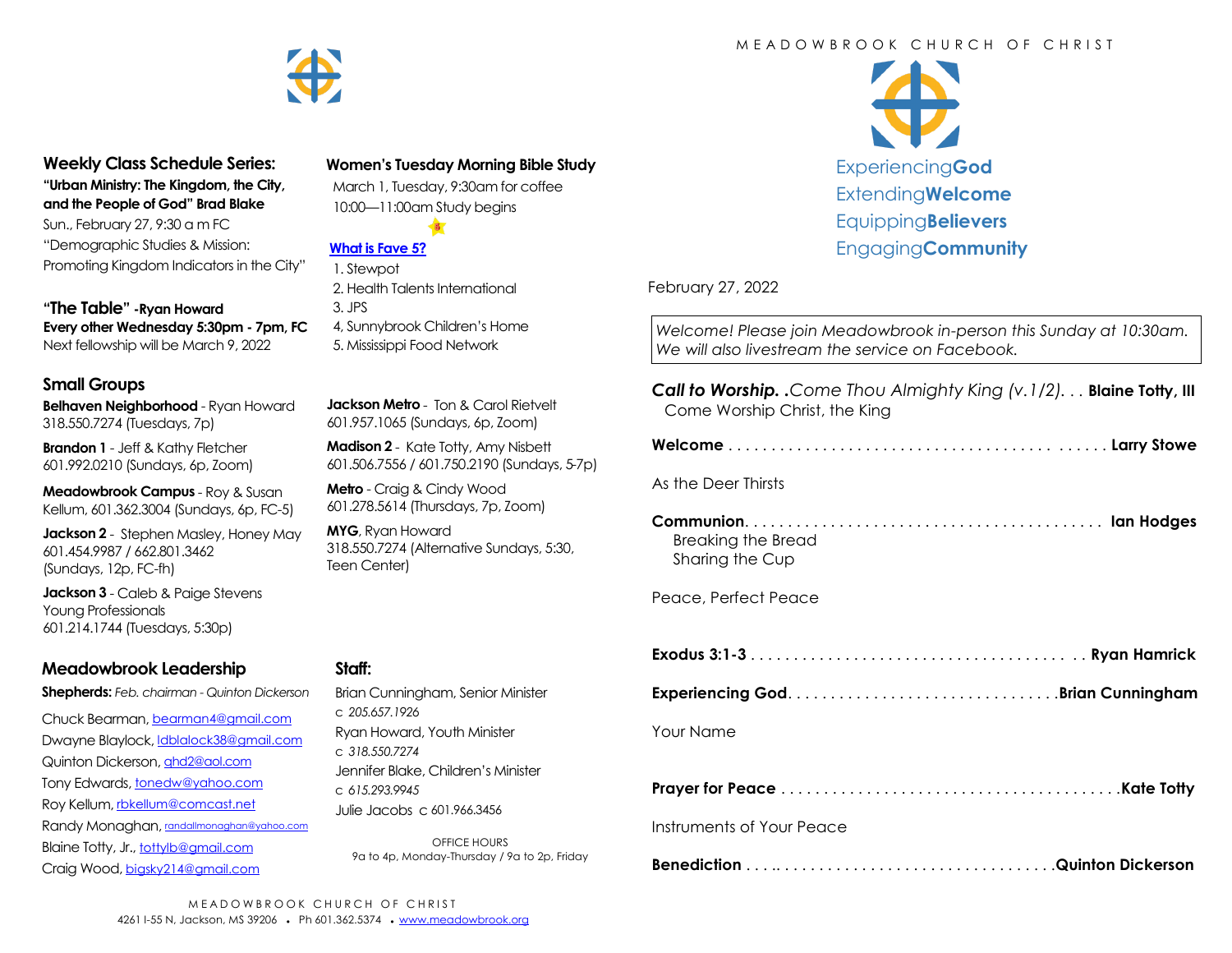## Weekly Class Schedule Series:

**"Urban Ministry: The Kingdom, the City, and the People of God" Brad Blake**

Sun., February 27, 9:30 a m FC

"Demographic Studies & Mission: Promoting Kingdom Indicators in the City"

**"The Table" -Ryan Howard**

**Every other Wednesday 5:30pm - 7pm, FC**

Next fellowship will be March 9, 2022

## Women's Tuesday Morning Bible Study

March 1, Tuesday, 9:30am for coffee

10:00—11:00am Study begins

**What is Fave 5?**

1. Stewpot
2. Health Talents International
3. JPS
4. Sunnybrook Children's Home
5. Mississippi Food Network

## Small Groups

**Belhaven Neighborhood** - Ryan Howard 318.550.7274 (Tuesdays, 7p)

**Brandon 1** - Jeff & Kathy Fletcher 601.992.0210 (Sundays, 6p, Zoom)

**Meadowbrook Campus** - Roy & Susan Kellum, 601.362.3004 (Sundays, 6p, FC-5)

**Jackson 2** - Stephen Masley, Honey May 601.454.9987 / 662.801.3462 (Sundays, 12p, FC-fh)

**Jackson 3** - Caleb & Paige Stevens Young Professionals 601.214.1744 (Tuesdays, 5:30p)

**Jackson Metro** - Ton & Carol Rietvelt 601.957.1065 (Sundays, 6p, Zoom)

**Madison 2** - Kate Totty, Amy Nisbett 601.506.7556 / 601.750.2190 (Sundays, 5-7p)

**Metro** - Craig & Cindy Wood 601.278.5614 (Thursdays, 7p, Zoom)

**MYG**, Ryan Howard 318.550.7274 (Alternative Sundays, 5:30, Teen Center)

## Meadowbrook Leadership

**Shepherds:** *Feb. chairman - Quinton Dickerson*

Chuck Bearman, bearman4@gmail.com
Dwayne Blaylock, ldblalock38@gmail.com
Quinton Dickerson, qhd2@aol.com
Tony Edwards, tonedw@yahoo.com
Roy Kellum, rbkellum@comcast.net
Randy Monaghan, randallmonaghan@yahoo.com
Blaine Totty, Jr., tottylb@gmail.com
Craig Wood, bigsky214@gmail.com

## Staff:

Brian Cunningham, Senior Minister
c *205.657.1926*
Ryan Howard, Youth Minister
c *318.550.7274*
Jennifer Blake, Children's Minister
c *615.293.9945*
Julie Jacobs c 601.966.3456

OFFICE HOURS
9a to 4p, Monday-Thursday / 9a to 2p, Friday

MEADOWBROOK CHURCH OF CHRIST
4261 I-55 N, Jackson, MS 39206 • Ph 601.362.5374 • www.meadowbrook.org

---

MEADOWBROOK CHURCH OF CHRIST

Experiencing**God**
Extending**Welcome**
Equipping**Believers**
Engaging**Community**

February 27, 2022

*Welcome! Please join Meadowbrook in-person this Sunday at 10:30am. We will also livestream the service on Facebook.*

***Call to Worship.*** *.Come Thou Almighty King (v.1/2). . .* **Blaine Totty, III**
Come Worship Christ, the King

**Welcome** . . . . . . . . . . . . . . . . . . . . . . . . . . . . . . . . . . . . . . . . . . . . . **Larry Stowe**

As the Deer Thirsts

**Communion**. . . . . . . . . . . . . . . . . . . . . . . . . . . . . . . . . . . . . . . . . . **Ian Hodges**
Breaking the Bread
Sharing the Cup

Peace, Perfect Peace

**Exodus 3:1-3** . . . . . . . . . . . . . . . . . . . . . . . . . . . . . . . . . . . . . . **Ryan Hamrick**

**Experiencing God**. . . . . . . . . . . . . . . . . . . . . . . . . . . . . . . .**Brian Cunningham**

Your Name

**Prayer for Peace** . . . . . . . . . . . . . . . . . . . . . . . . . . . . . . . . . . . . . . . .**Kate Totty**

Instruments of Your Peace

**Benediction** . . . .. . . . . . . . . . . . . . . . . . . . . . . . . . . . . . . .**Quinton Dickerson**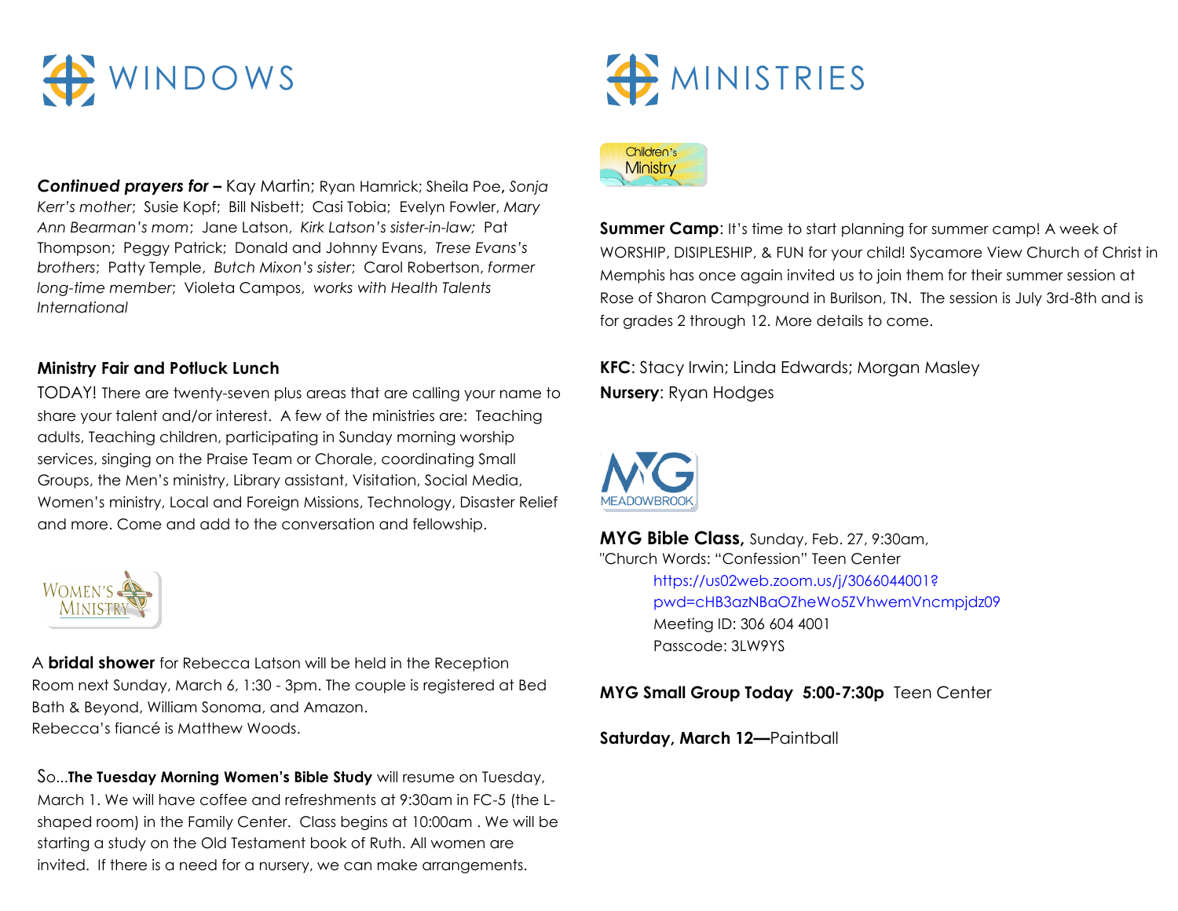# WINDOWS

***Continued prayers for –*** Kay Martin; Ryan Hamrick; Sheila Poe, *Sonja Kerr's mother*; Susie Kopf; Bill Nisbett; Casi Tobia; Evelyn Fowler, *Mary Ann Bearman's mom*; Jane Latson, *Kirk Latson's sister-in-law;* Pat Thompson; Peggy Patrick; Donald and Johnny Evans, *Trese Evans's brothers*; Patty Temple, *Butch Mixon's sister*; Carol Robertson, *former long-time member*; Violeta Campos, *works with Health Talents International*

**Ministry Fair and Potluck Lunch**

TODAY! There are twenty-seven plus areas that are calling your name to share your talent and/or interest. A few of the ministries are: Teaching adults, Teaching children, participating in Sunday morning worship services, singing on the Praise Team or Chorale, coordinating Small Groups, the Men's ministry, Library assistant, Visitation, Social Media, Women's ministry, Local and Foreign Missions, Technology, Disaster Relief and more. Come and add to the conversation and fellowship.

WOMEN'S MINISTRY

A **bridal shower** for Rebecca Latson will be held in the Reception Room next Sunday, March 6, 1:30 - 3pm. The couple is registered at Bed Bath & Beyond, William Sonoma, and Amazon.
Rebecca's fiancé is Matthew Woods.

So...**The Tuesday Morning Women's Bible Study** will resume on Tuesday, March 1. We will have coffee and refreshments at 9:30am in FC-5 (the L-shaped room) in the Family Center. Class begins at 10:00am . We will be starting a study on the Old Testament book of Ruth. All women are invited. If there is a need for a nursery, we can make arrangements.

# MINISTRIES

Children's Ministry

**Summer Camp**: It's time to start planning for summer camp! A week of WORSHIP, DISIPLESHIP, & FUN for your child! Sycamore View Church of Christ in Memphis has once again invited us to join them for their summer session at Rose of Sharon Campground in Burilson, TN. The session is July 3rd-8th and is for grades 2 through 12. More details to come.

**KFC**: Stacy Irwin; Linda Edwards; Morgan Masley
**Nursery**: Ryan Hodges

MYG MEADOWBROOK

**MYG Bible Class,** Sunday, Feb. 27, 9:30am,
"Church Words: "Confession" Teen Center

https://us02web.zoom.us/j/3066044001?pwd=cHB3azNBaOZheWo5ZVhwemVncmpjdz09
Meeting ID: 306 604 4001
Passcode: 3LW9YS

**MYG Small Group Today 5:00-7:30p** Teen Center

**Saturday, March 12—**Paintball